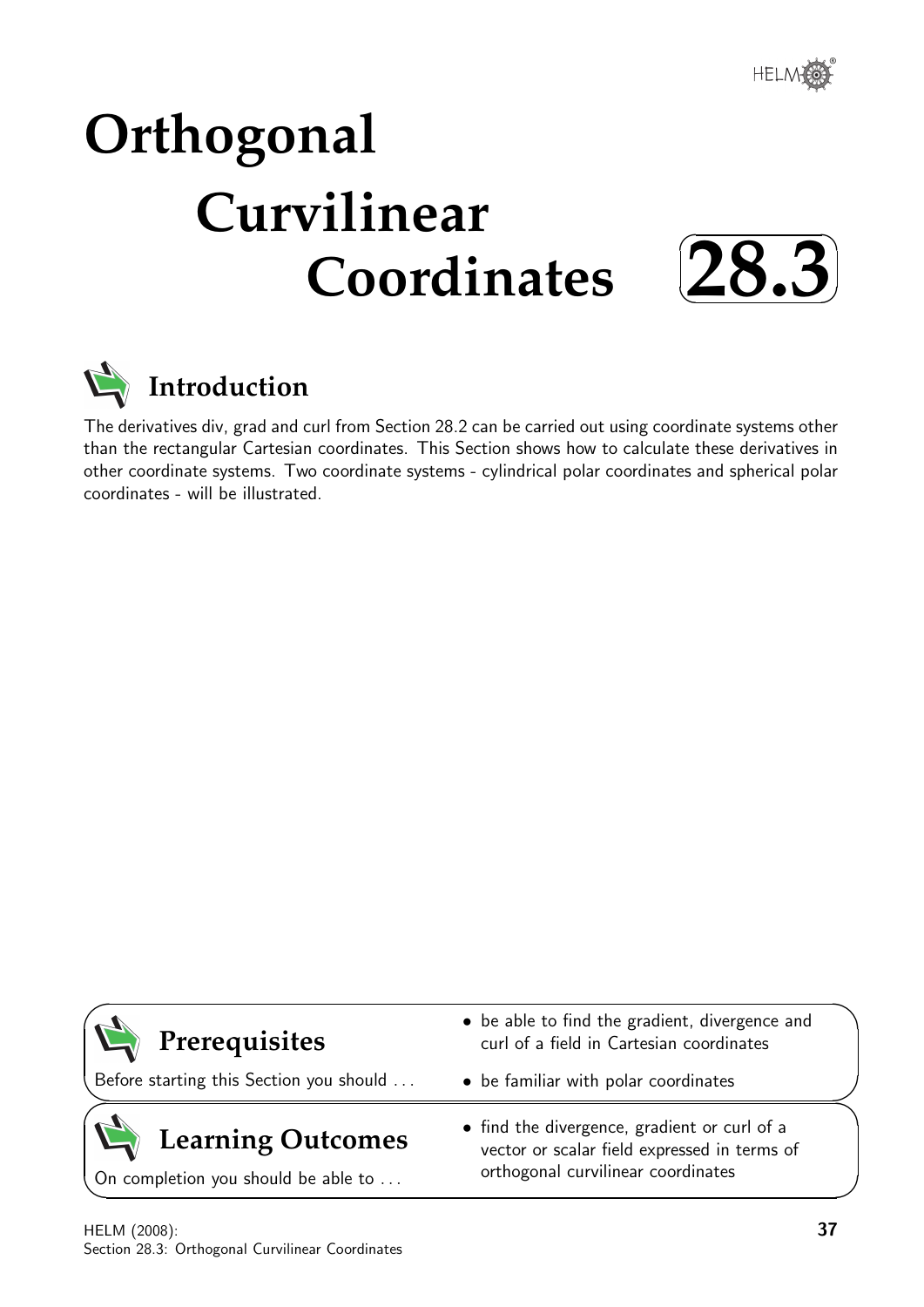# Orthogonal Curvilinear Coordinates

# 28.3

## Introduction

The derivatives div, grad and curl from Section 28.2 can be carried out using coordinate systems other than the rectangular Cartesian coordinates. This Section shows how to calculate these derivatives in other coordinate systems. Two coordinate systems - cylindrical polar coordinates and spherical polar coordinates - will be illustrated.

## Prerequisites

Before starting this Section you should ...

- be able to find the gradient, divergence and curl of a field in Cartesian coordinates
- be familiar with polar coordinates

## Learning Outcomes

On completion you should be able to ...

- find the divergence, gradient or curl of a vector or scalar field expressed in terms of orthogonal curvilinear coordinates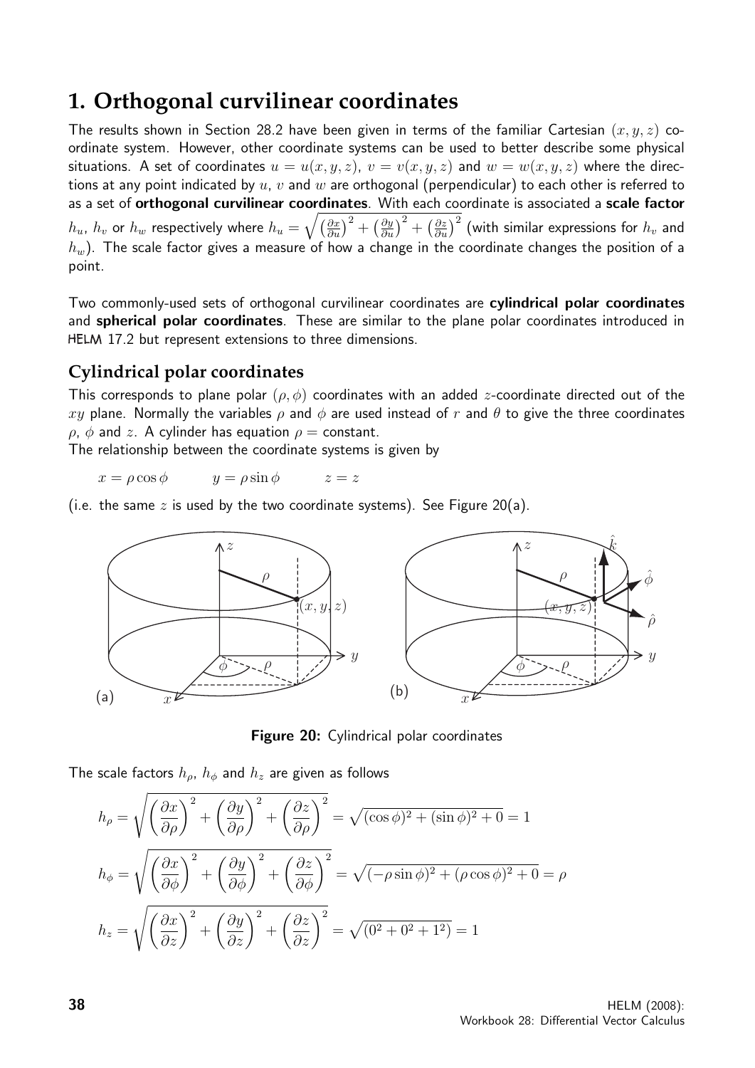# 1. Orthogonal curvilinear coordinates

The results shown in Section 28.2 have been given in terms of the familiar Cartesian $(x, y, z)$ coordinate system. However, other coordinate systems can be used to better describe some physical situations. A set of coordinates $u = u(x, y, z)$, $v = v(x, y, z)$ and $w = w(x, y, z)$ where the directions at any point indicated by $u$, $v$ and $w$ are orthogonal (perpendicular) to each other is referred to as a set of **orthogonal curvilinear coordinates**. With each coordinate is associated a **scale factor** $h_u$, $h_v$ or $h_w$ respectively where $h_u = \sqrt{\left(\frac{\partial x}{\partial u}\right)^2 + \left(\frac{\partial y}{\partial u}\right)^2 + \left(\frac{\partial z}{\partial u}\right)^2}$ (with similar expressions for $h_v$ and $h_w$). The scale factor gives a measure of how a change in the coordinate changes the position of a point.

Two commonly-used sets of orthogonal curvilinear coordinates are **cylindrical polar coordinates** and **spherical polar coordinates**. These are similar to the plane polar coordinates introduced in HELM 17.2 but represent extensions to three dimensions.

## Cylindrical polar coordinates

This corresponds to plane polar $(\rho, \phi)$ coordinates with an added $z$-coordinate directed out of the $xy$ plane. Normally the variables $\rho$ and $\phi$ are used instead of $r$ and $\theta$ to give the three coordinates $\rho$, $\phi$ and $z$. A cylinder has equation $\rho =$ constant.

The relationship between the coordinate systems is given by

$$x = \rho \cos \phi \qquad y = \rho \sin \phi \qquad z = z$$

(i.e. the same $z$ is used by the two coordinate systems). See Figure 20(a).

**Figure 20:** Cylindrical polar coordinates

The scale factors $h_\rho$, $h_\phi$ and $h_z$ are given as follows

$$h_\rho = \sqrt{\left(\frac{\partial x}{\partial \rho}\right)^2 + \left(\frac{\partial y}{\partial \rho}\right)^2 + \left(\frac{\partial z}{\partial \rho}\right)^2} = \sqrt{(\cos \phi)^2 + (\sin \phi)^2 + 0} = 1$$

$$h_\phi = \sqrt{\left(\frac{\partial x}{\partial \phi}\right)^2 + \left(\frac{\partial y}{\partial \phi}\right)^2 + \left(\frac{\partial z}{\partial \phi}\right)^2} = \sqrt{(-\rho \sin \phi)^2 + (\rho \cos \phi)^2 + 0} = \rho$$

$$h_z = \sqrt{\left(\frac{\partial x}{\partial z}\right)^2 + \left(\frac{\partial y}{\partial z}\right)^2 + \left(\frac{\partial z}{\partial z}\right)^2} = \sqrt{(0^2 + 0^2 + 1^2)} = 1$$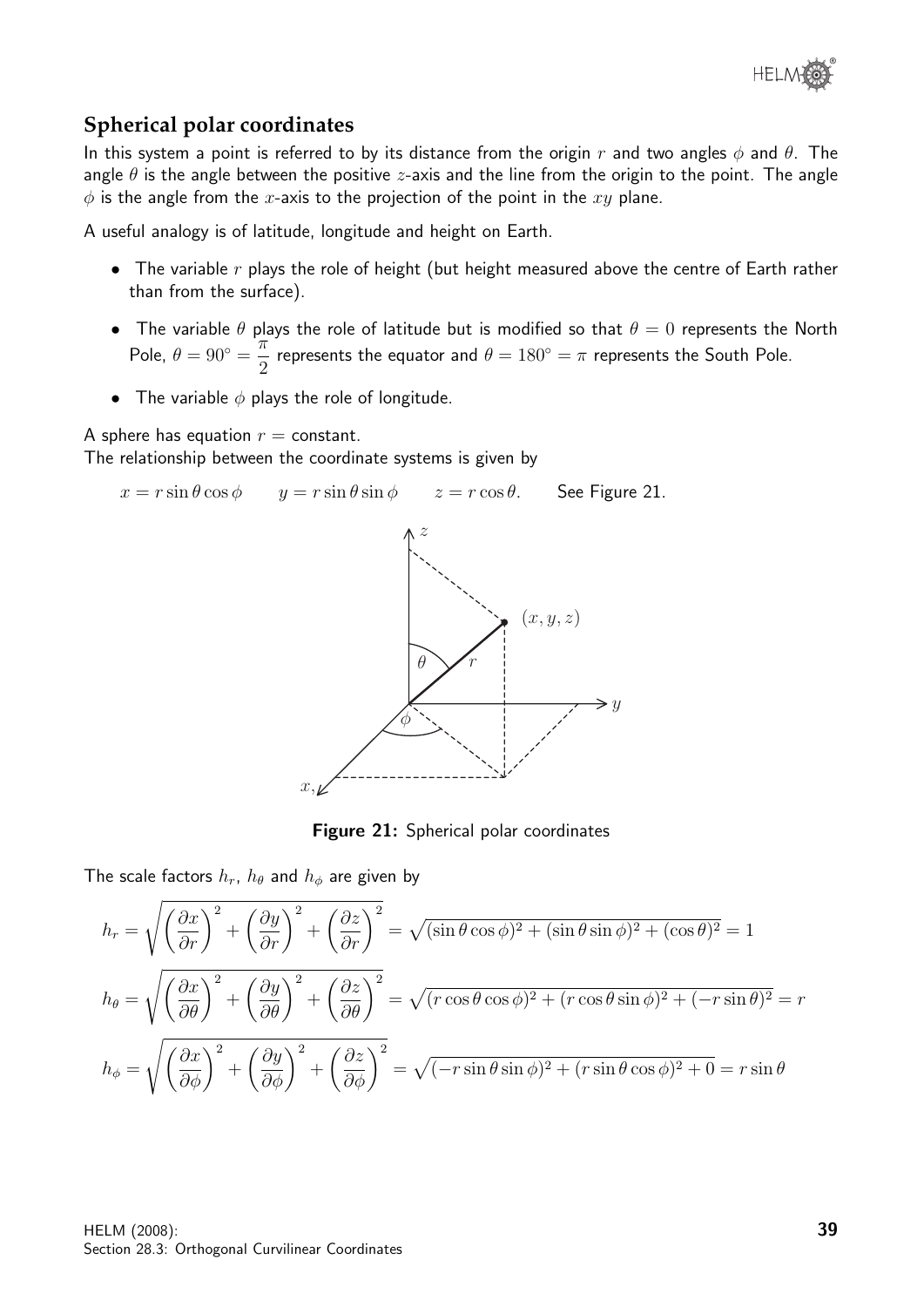## Spherical polar coordinates

In this system a point is referred to by its distance from the origin $r$ and two angles $\phi$ and $\theta$. The angle $\theta$ is the angle between the positive $z$-axis and the line from the origin to the point. The angle $\phi$ is the angle from the $x$-axis to the projection of the point in the $xy$ plane.

A useful analogy is of latitude, longitude and height on Earth.

- The variable $r$ plays the role of height (but height measured above the centre of Earth rather than from the surface).
- The variable $\theta$ plays the role of latitude but is modified so that $\theta = 0$ represents the North Pole, $\theta = 90^\circ = \dfrac{\pi}{2}$ represents the equator and $\theta = 180^\circ = \pi$ represents the South Pole.
- The variable $\phi$ plays the role of longitude.

A sphere has equation $r =$ constant.
The relationship between the coordinate systems is given by

$x = r\sin\theta\cos\phi \qquad y = r\sin\theta\sin\phi \qquad z = r\cos\theta.$ See Figure 21.

**Figure 21:** Spherical polar coordinates

The scale factors $h_r$, $h_\theta$ and $h_\phi$ are given by

$$h_r = \sqrt{\left(\frac{\partial x}{\partial r}\right)^2 + \left(\frac{\partial y}{\partial r}\right)^2 + \left(\frac{\partial z}{\partial r}\right)^2} = \sqrt{(\sin\theta\cos\phi)^2 + (\sin\theta\sin\phi)^2 + (\cos\theta)^2} = 1$$

$$h_\theta = \sqrt{\left(\frac{\partial x}{\partial \theta}\right)^2 + \left(\frac{\partial y}{\partial \theta}\right)^2 + \left(\frac{\partial z}{\partial \theta}\right)^2} = \sqrt{(r\cos\theta\cos\phi)^2 + (r\cos\theta\sin\phi)^2 + (-r\sin\theta)^2} = r$$

$$h_\phi = \sqrt{\left(\frac{\partial x}{\partial \phi}\right)^2 + \left(\frac{\partial y}{\partial \phi}\right)^2 + \left(\frac{\partial z}{\partial \phi}\right)^2} = \sqrt{(-r\sin\theta\sin\phi)^2 + (r\sin\theta\cos\phi)^2 + 0} = r\sin\theta$$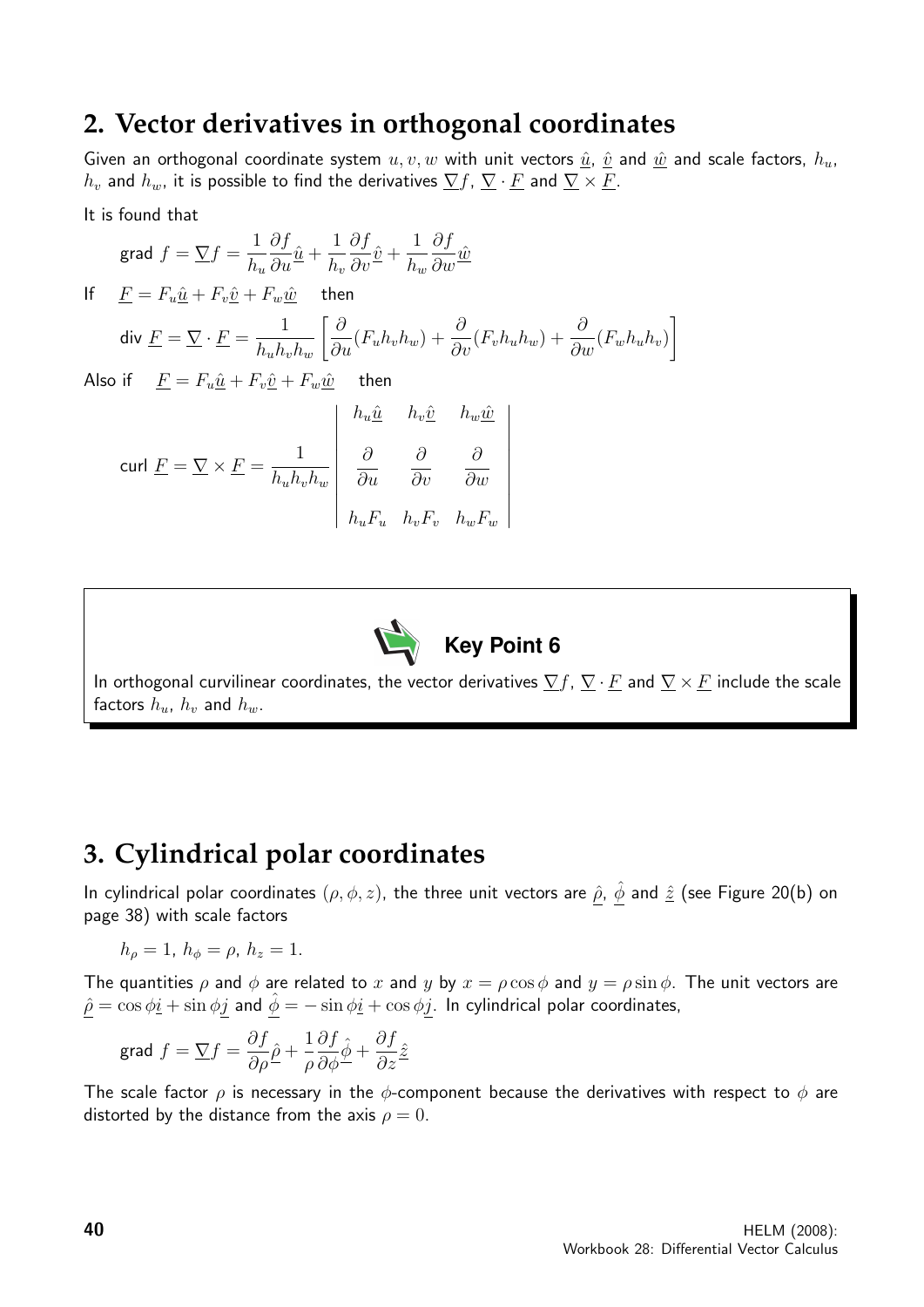## 2. Vector derivatives in orthogonal coordinates

Given an orthogonal coordinate system $u, v, w$ with unit vectors $\hat{\underline{u}}$, $\hat{\underline{v}}$ and $\hat{\underline{w}}$ and scale factors, $h_u$, $h_v$ and $h_w$, it is possible to find the derivatives $\underline{\nabla} f$, $\underline{\nabla} \cdot \underline{F}$ and $\underline{\nabla} \times \underline{F}$.

It is found that

$$\text{grad } f = \underline{\nabla} f = \frac{1}{h_u}\frac{\partial f}{\partial u}\hat{\underline{u}} + \frac{1}{h_v}\frac{\partial f}{\partial v}\hat{\underline{v}} + \frac{1}{h_w}\frac{\partial f}{\partial w}\hat{\underline{w}}$$

If $\quad \underline{F} = F_u\hat{\underline{u}} + F_v\hat{\underline{v}} + F_w\hat{\underline{w}} \quad$ then

$$\text{div } \underline{F} = \underline{\nabla} \cdot \underline{F} = \frac{1}{h_u h_v h_w}\left[\frac{\partial}{\partial u}(F_u h_v h_w) + \frac{\partial}{\partial v}(F_v h_u h_w) + \frac{\partial}{\partial w}(F_w h_u h_v)\right]$$

Also if $\quad \underline{F} = F_u\hat{\underline{u}} + F_v\hat{\underline{v}} + F_w\hat{\underline{w}} \quad$ then

$$\text{curl } \underline{F} = \underline{\nabla} \times \underline{F} = \frac{1}{h_u h_v h_w}\begin{vmatrix} h_u\hat{\underline{u}} & h_v\hat{\underline{v}} & h_w\hat{\underline{w}} \\ \dfrac{\partial}{\partial u} & \dfrac{\partial}{\partial v} & \dfrac{\partial}{\partial w} \\ h_u F_u & h_v F_v & h_w F_w \end{vmatrix}$$

**Key Point 6**

In orthogonal curvilinear coordinates, the vector derivatives $\underline{\nabla} f$, $\underline{\nabla} \cdot \underline{F}$ and $\underline{\nabla} \times \underline{F}$ include the scale factors $h_u$, $h_v$ and $h_w$.

## 3. Cylindrical polar coordinates

In cylindrical polar coordinates $(\rho, \phi, z)$, the three unit vectors are $\hat{\underline{\rho}}$, $\hat{\underline{\phi}}$ and $\hat{\underline{z}}$ (see Figure 20(b) on page 38) with scale factors

$$h_\rho = 1, \; h_\phi = \rho, \; h_z = 1.$$

The quantities $\rho$ and $\phi$ are related to $x$ and $y$ by $x = \rho\cos\phi$ and $y = \rho\sin\phi$. The unit vectors are $\hat{\underline{\rho}} = \cos\phi\underline{i} + \sin\phi\underline{j}$ and $\hat{\underline{\phi}} = -\sin\phi\underline{i} + \cos\phi\underline{j}$. In cylindrical polar coordinates,

$$\text{grad } f = \underline{\nabla} f = \frac{\partial f}{\partial \rho}\hat{\underline{\rho}} + \frac{1}{\rho}\frac{\partial f}{\partial \phi}\hat{\underline{\phi}} + \frac{\partial f}{\partial z}\hat{\underline{z}}$$

The scale factor $\rho$ is necessary in the $\phi$-component because the derivatives with respect to $\phi$ are distorted by the distance from the axis $\rho = 0$.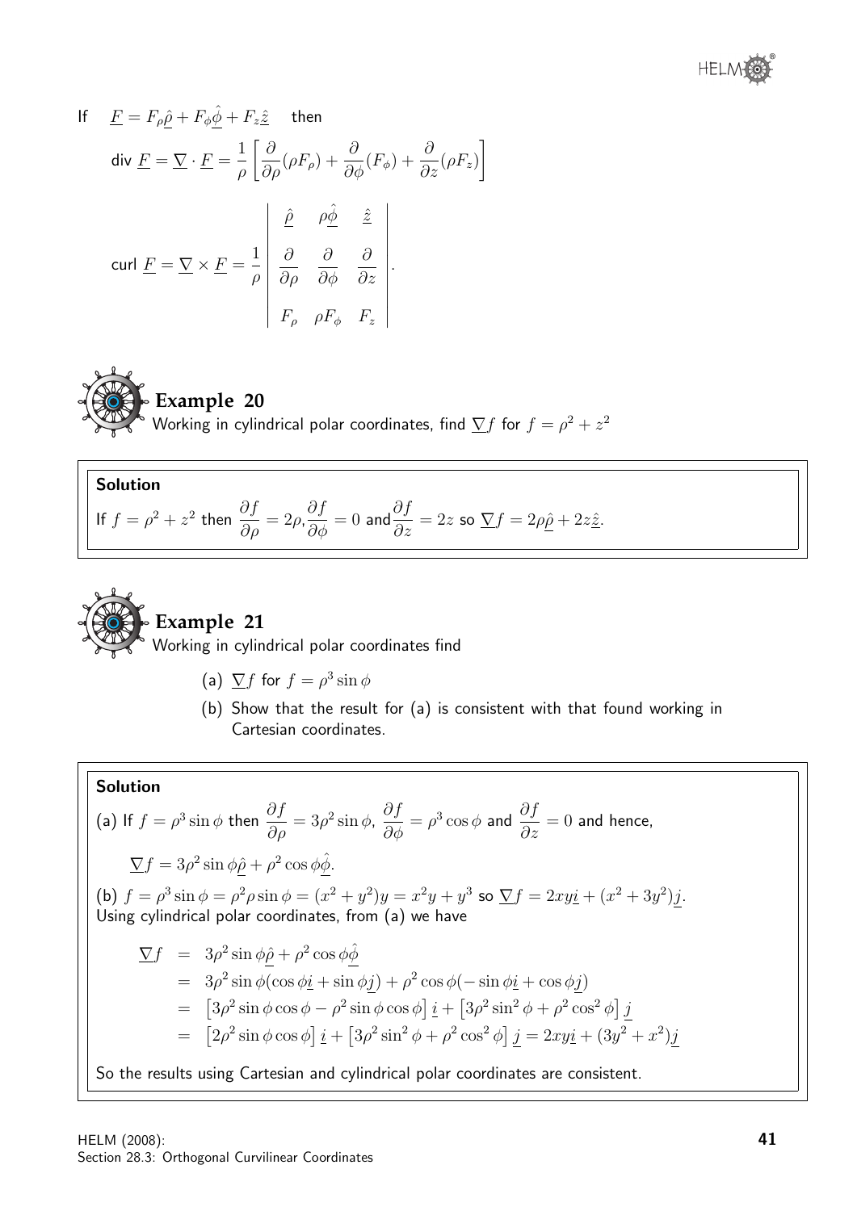If $\underline{F} = F_\rho \hat{\underline{\rho}} + F_\phi \hat{\underline{\phi}} + F_z \hat{\underline{z}}$ then

$$\text{div } \underline{F} = \underline{\nabla} \cdot \underline{F} = \frac{1}{\rho}\left[\frac{\partial}{\partial \rho}(\rho F_\rho) + \frac{\partial}{\partial \phi}(F_\phi) + \frac{\partial}{\partial z}(\rho F_z)\right]$$

$$\text{curl } \underline{F} = \underline{\nabla} \times \underline{F} = \frac{1}{\rho}\begin{vmatrix} \hat{\underline{\rho}} & \rho\hat{\underline{\phi}} & \hat{\underline{z}} \\ \dfrac{\partial}{\partial \rho} & \dfrac{\partial}{\partial \phi} & \dfrac{\partial}{\partial z} \\ F_\rho & \rho F_\phi & F_z \end{vmatrix}.$$

## Example 20

Working in cylindrical polar coordinates, find $\underline{\nabla} f$ for $f = \rho^2 + z^2$

**Solution**

If $f = \rho^2 + z^2$ then $\dfrac{\partial f}{\partial \rho} = 2\rho, \dfrac{\partial f}{\partial \phi} = 0$ and $\dfrac{\partial f}{\partial z} = 2z$ so $\underline{\nabla} f = 2\rho\hat{\underline{\rho}} + 2z\hat{\underline{z}}$.

## Example 21

Working in cylindrical polar coordinates find

(a) $\underline{\nabla} f$ for $f = \rho^3 \sin\phi$

(b) Show that the result for (a) is consistent with that found working in Cartesian coordinates.

**Solution**

(a) If $f = \rho^3 \sin\phi$ then $\dfrac{\partial f}{\partial \rho} = 3\rho^2 \sin\phi$, $\dfrac{\partial f}{\partial \phi} = \rho^3 \cos\phi$ and $\dfrac{\partial f}{\partial z} = 0$ and hence,

$$\underline{\nabla} f = 3\rho^2 \sin\phi \hat{\underline{\rho}} + \rho^2 \cos\phi \hat{\underline{\phi}}.$$

(b) $f = \rho^3 \sin\phi = \rho^2 \rho \sin\phi = (x^2 + y^2)y = x^2 y + y^3$ so $\underline{\nabla} f = 2xy\underline{i} + (x^2 + 3y^2)\underline{j}$.
Using cylindrical polar coordinates, from (a) we have

$$\begin{aligned}
\underline{\nabla} f &= 3\rho^2 \sin\phi \hat{\underline{\rho}} + \rho^2 \cos\phi \hat{\underline{\phi}} \\
&= 3\rho^2 \sin\phi(\cos\phi \underline{i} + \sin\phi \underline{j}) + \rho^2 \cos\phi(-\sin\phi \underline{i} + \cos\phi \underline{j}) \\
&= \left[3\rho^2 \sin\phi\cos\phi - \rho^2 \sin\phi\cos\phi\right]\underline{i} + \left[3\rho^2 \sin^2\phi + \rho^2 \cos^2\phi\right]\underline{j} \\
&= \left[2\rho^2 \sin\phi\cos\phi\right]\underline{i} + \left[3\rho^2 \sin^2\phi + \rho^2 \cos^2\phi\right]\underline{j} = 2xy\underline{i} + (3y^2 + x^2)\underline{j}
\end{aligned}$$

So the results using Cartesian and cylindrical polar coordinates are consistent.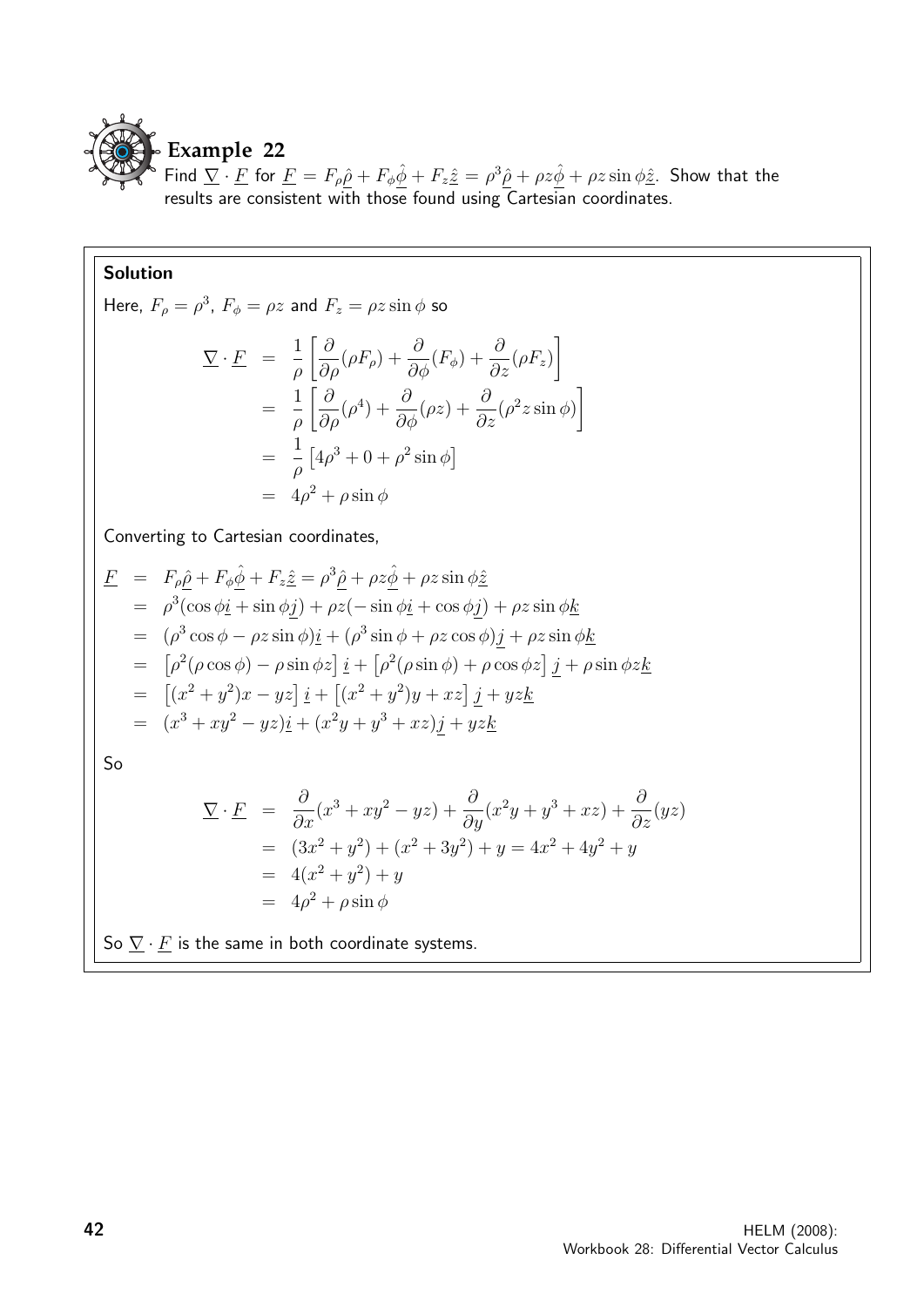# Example 22

Find $\underline{\nabla} \cdot \underline{F}$ for $\underline{F} = F_\rho \hat{\underline{\rho}} + F_\phi \hat{\underline{\phi}} + F_z \hat{\underline{z}} = \rho^3 \hat{\underline{\rho}} + \rho z \hat{\underline{\phi}} + \rho z \sin\phi \hat{\underline{z}}$. Show that the results are consistent with those found using Cartesian coordinates.

**Solution**

Here, $F_\rho = \rho^3$, $F_\phi = \rho z$ and $F_z = \rho z \sin\phi$ so

$$
\begin{aligned}
\underline{\nabla} \cdot \underline{F} &= \frac{1}{\rho}\left[\frac{\partial}{\partial \rho}(\rho F_\rho) + \frac{\partial}{\partial \phi}(F_\phi) + \frac{\partial}{\partial z}(\rho F_z)\right] \\
&= \frac{1}{\rho}\left[\frac{\partial}{\partial \rho}(\rho^4) + \frac{\partial}{\partial \phi}(\rho z) + \frac{\partial}{\partial z}(\rho^2 z \sin\phi)\right] \\
&= \frac{1}{\rho}\left[4\rho^3 + 0 + \rho^2 \sin\phi\right] \\
&= 4\rho^2 + \rho \sin\phi
\end{aligned}
$$

Converting to Cartesian coordinates,

$$
\begin{aligned}
\underline{F} &= F_\rho \hat{\underline{\rho}} + F_\phi \hat{\underline{\phi}} + F_z \hat{\underline{z}} = \rho^3 \hat{\underline{\rho}} + \rho z \hat{\underline{\phi}} + \rho z \sin\phi \hat{\underline{z}} \\
&= \rho^3(\cos\phi \underline{i} + \sin\phi \underline{j}) + \rho z(-\sin\phi \underline{i} + \cos\phi \underline{j}) + \rho z \sin\phi \underline{k} \\
&= (\rho^3 \cos\phi - \rho z \sin\phi)\underline{i} + (\rho^3 \sin\phi + \rho z \cos\phi)\underline{j} + \rho z \sin\phi \underline{k} \\
&= \left[\rho^2(\rho\cos\phi) - \rho\sin\phi z\right]\underline{i} + \left[\rho^2(\rho\sin\phi) + \rho\cos\phi z\right]\underline{j} + \rho\sin\phi z \underline{k} \\
&= \left[(x^2+y^2)x - yz\right]\underline{i} + \left[(x^2+y^2)y + xz\right]\underline{j} + yz\underline{k} \\
&= (x^3 + xy^2 - yz)\underline{i} + (x^2 y + y^3 + xz)\underline{j} + yz\underline{k}
\end{aligned}
$$

So

$$
\begin{aligned}
\underline{\nabla} \cdot \underline{F} &= \frac{\partial}{\partial x}(x^3 + xy^2 - yz) + \frac{\partial}{\partial y}(x^2 y + y^3 + xz) + \frac{\partial}{\partial z}(yz) \\
&= (3x^2 + y^2) + (x^2 + 3y^2) + y = 4x^2 + 4y^2 + y \\
&= 4(x^2 + y^2) + y \\
&= 4\rho^2 + \rho\sin\phi
\end{aligned}
$$

So $\underline{\nabla} \cdot \underline{F}$ is the same in both coordinate systems.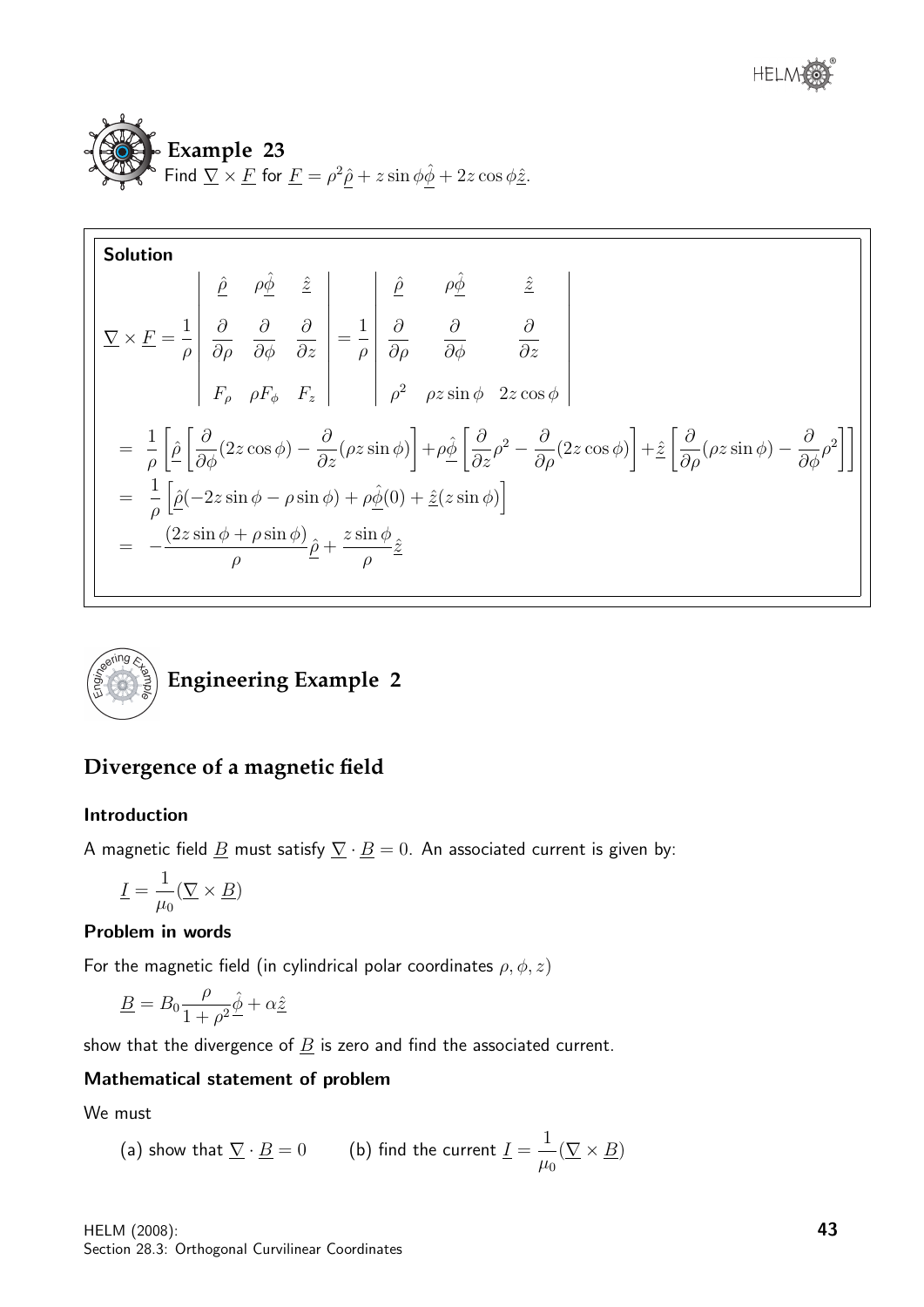## Example 23

Find $\underline{\nabla} \times \underline{F}$ for $\underline{F} = \rho^2 \underline{\hat{\rho}} + z \sin\phi \underline{\hat{\phi}} + 2z\cos\phi \underline{\hat{z}}$.

**Solution**

$$\underline{\nabla} \times \underline{F} = \frac{1}{\rho} \begin{vmatrix} \underline{\hat{\rho}} & \rho\underline{\hat{\phi}} & \underline{\hat{z}} \\ \dfrac{\partial}{\partial \rho} & \dfrac{\partial}{\partial \phi} & \dfrac{\partial}{\partial z} \\ F_\rho & \rho F_\phi & F_z \end{vmatrix} = \frac{1}{\rho} \begin{vmatrix} \underline{\hat{\rho}} & \rho\underline{\hat{\phi}} & \underline{\hat{z}} \\ \dfrac{\partial}{\partial \rho} & \dfrac{\partial}{\partial \phi} & \dfrac{\partial}{\partial z} \\ \rho^2 & \rho z \sin\phi & 2z\cos\phi \end{vmatrix}$$

$$= \frac{1}{\rho}\left[\underline{\hat{\rho}}\left[\frac{\partial}{\partial \phi}(2z\cos\phi) - \frac{\partial}{\partial z}(\rho z \sin\phi)\right] + \rho\underline{\hat{\phi}}\left[\frac{\partial}{\partial z}\rho^2 - \frac{\partial}{\partial \rho}(2z\cos\phi)\right] + \underline{\hat{z}}\left[\frac{\partial}{\partial \rho}(\rho z\sin\phi) - \frac{\partial}{\partial \phi}\rho^2\right]\right]$$

$$= \frac{1}{\rho}\left[\underline{\hat{\rho}}(-2z\sin\phi - \rho\sin\phi) + \rho\underline{\hat{\phi}}(0) + \underline{\hat{z}}(z\sin\phi)\right]$$

$$= -\frac{(2z\sin\phi + \rho\sin\phi)}{\rho}\underline{\hat{\rho}} + \frac{z\sin\phi}{\rho}\underline{\hat{z}}$$

## Engineering Example 2

### Divergence of a magnetic field

#### Introduction

A magnetic field $\underline{B}$ must satisfy $\underline{\nabla} \cdot \underline{B} = 0$. An associated current is given by:

$$\underline{I} = \frac{1}{\mu_0}(\underline{\nabla} \times \underline{B})$$

#### Problem in words

For the magnetic field (in cylindrical polar coordinates $\rho, \phi, z$)

$$\underline{B} = B_0 \frac{\rho}{1+\rho^2}\underline{\hat{\phi}} + \alpha\underline{\hat{z}}$$

show that the divergence of $\underline{B}$ is zero and find the associated current.

#### Mathematical statement of problem

We must

(a) show that $\underline{\nabla} \cdot \underline{B} = 0$ (b) find the current $\underline{I} = \dfrac{1}{\mu_0}(\underline{\nabla} \times \underline{B})$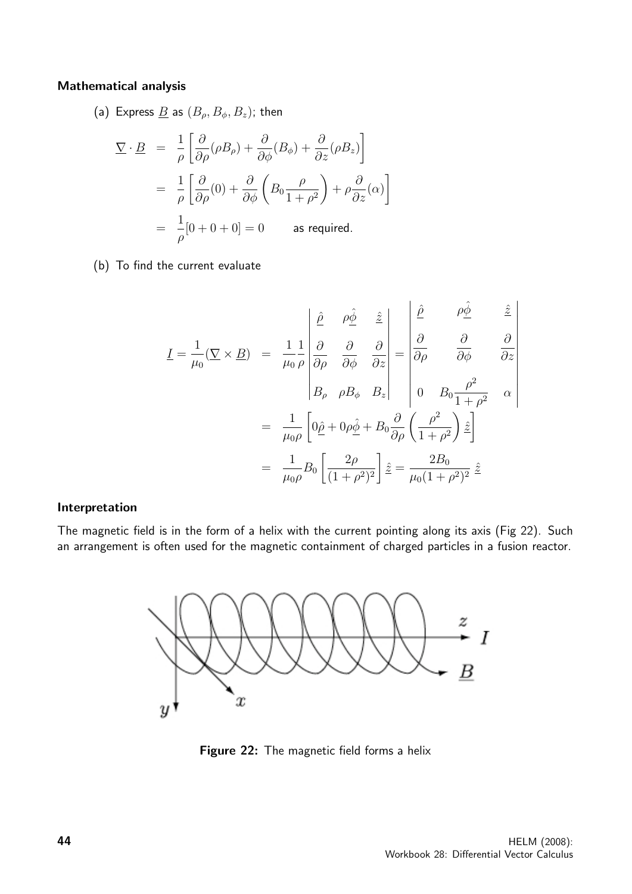**Mathematical analysis**

(a) Express $\underline{B}$ as $(B_\rho, B_\phi, B_z)$; then

$$
\begin{aligned}
\underline{\nabla} \cdot \underline{B} &= \frac{1}{\rho}\left[\frac{\partial}{\partial \rho}(\rho B_\rho) + \frac{\partial}{\partial \phi}(B_\phi) + \frac{\partial}{\partial z}(\rho B_z)\right] \\
&= \frac{1}{\rho}\left[\frac{\partial}{\partial \rho}(0) + \frac{\partial}{\partial \phi}\left(B_0 \frac{\rho}{1+\rho^2}\right) + \rho\frac{\partial}{\partial z}(\alpha)\right] \\
&= \frac{1}{\rho}[0+0+0] = 0 \qquad \text{as required.}
\end{aligned}
$$

(b) To find the current evaluate

$$
\begin{aligned}
\underline{I} = \frac{1}{\mu_0}(\underline{\nabla} \times \underline{B}) &= \frac{1}{\mu_0}\frac{1}{\rho}\begin{vmatrix} \hat{\underline{\rho}} & \rho\hat{\underline{\phi}} & \hat{\underline{z}} \\ \dfrac{\partial}{\partial \rho} & \dfrac{\partial}{\partial \phi} & \dfrac{\partial}{\partial z} \\ B_\rho & \rho B_\phi & B_z \end{vmatrix} = \begin{vmatrix} \hat{\underline{\rho}} & \rho\hat{\underline{\phi}} & \hat{\underline{z}} \\ \dfrac{\partial}{\partial \rho} & \dfrac{\partial}{\partial \phi} & \dfrac{\partial}{\partial z} \\ 0 & B_0\dfrac{\rho^2}{1+\rho^2} & \alpha \end{vmatrix} \\
&= \frac{1}{\mu_0 \rho}\left[0\hat{\underline{\rho}} + 0\rho\hat{\underline{\phi}} + B_0\frac{\partial}{\partial \rho}\left(\frac{\rho^2}{1+\rho^2}\right)\hat{\underline{z}}\right] \\
&= \frac{1}{\mu_0 \rho}B_0\left[\frac{2\rho}{(1+\rho^2)^2}\right]\hat{\underline{z}} = \frac{2B_0}{\mu_0(1+\rho^2)^2}\,\hat{\underline{z}}
\end{aligned}
$$

**Interpretation**

The magnetic field is in the form of a helix with the current pointing along its axis (Fig 22). Such an arrangement is often used for the magnetic containment of charged particles in a fusion reactor.

**Figure 22:** The magnetic field forms a helix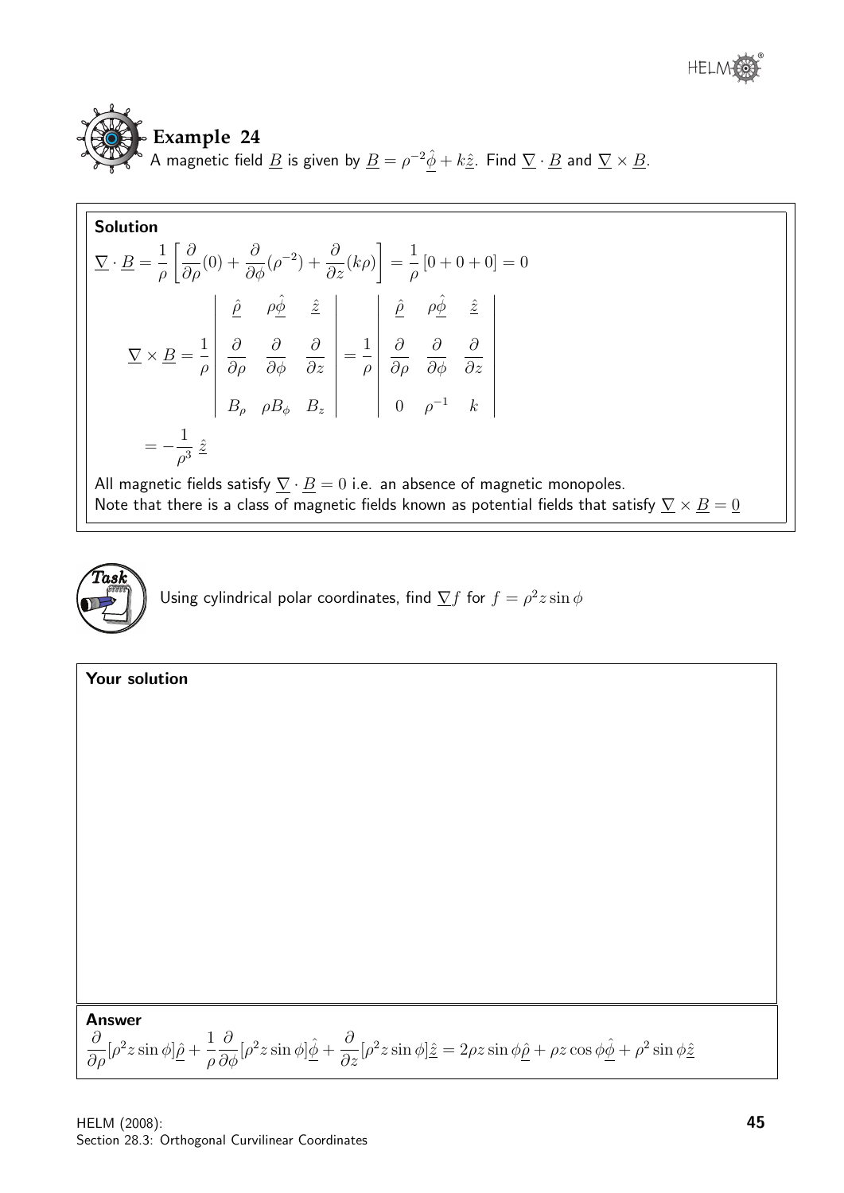## Example 24

A magnetic field $\underline{B}$ is given by $\underline{B} = \rho^{-2}\hat{\underline{\phi}} + k\hat{\underline{z}}$. Find $\underline{\nabla} \cdot \underline{B}$ and $\underline{\nabla} \times \underline{B}$.

**Solution**

$$\underline{\nabla} \cdot \underline{B} = \frac{1}{\rho}\left[\frac{\partial}{\partial \rho}(0) + \frac{\partial}{\partial \phi}(\rho^{-2}) + \frac{\partial}{\partial z}(k\rho)\right] = \frac{1}{\rho}\left[0 + 0 + 0\right] = 0$$

$$\underline{\nabla} \times \underline{B} = \frac{1}{\rho}\begin{vmatrix} \hat{\underline{\rho}} & \rho\hat{\underline{\phi}} & \hat{\underline{z}} \\ \dfrac{\partial}{\partial \rho} & \dfrac{\partial}{\partial \phi} & \dfrac{\partial}{\partial z} \\ B_\rho & \rho B_\phi & B_z \end{vmatrix} = \frac{1}{\rho}\begin{vmatrix} \hat{\underline{\rho}} & \rho\hat{\underline{\phi}} & \hat{\underline{z}} \\ \dfrac{\partial}{\partial \rho} & \dfrac{\partial}{\partial \phi} & \dfrac{\partial}{\partial z} \\ 0 & \rho^{-1} & k \end{vmatrix}$$

$$= -\frac{1}{\rho^3}\,\hat{\underline{z}}$$

All magnetic fields satisfy $\underline{\nabla} \cdot \underline{B} = 0$ i.e. an absence of magnetic monopoles.
Note that there is a class of magnetic fields known as potential fields that satisfy $\underline{\nabla} \times \underline{B} = \underline{0}$

## Task

Using cylindrical polar coordinates, find $\underline{\nabla} f$ for $f = \rho^2 z \sin\phi$

**Your solution**

**Answer**

$$\frac{\partial}{\partial \rho}[\rho^2 z \sin\phi]\hat{\underline{\rho}} + \frac{1}{\rho}\frac{\partial}{\partial \phi}[\rho^2 z \sin\phi]\hat{\underline{\phi}} + \frac{\partial}{\partial z}[\rho^2 z \sin\phi]\hat{\underline{z}} = 2\rho z \sin\phi\hat{\underline{\rho}} + \rho z \cos\phi\hat{\underline{\phi}} + \rho^2 \sin\phi\hat{\underline{z}}$$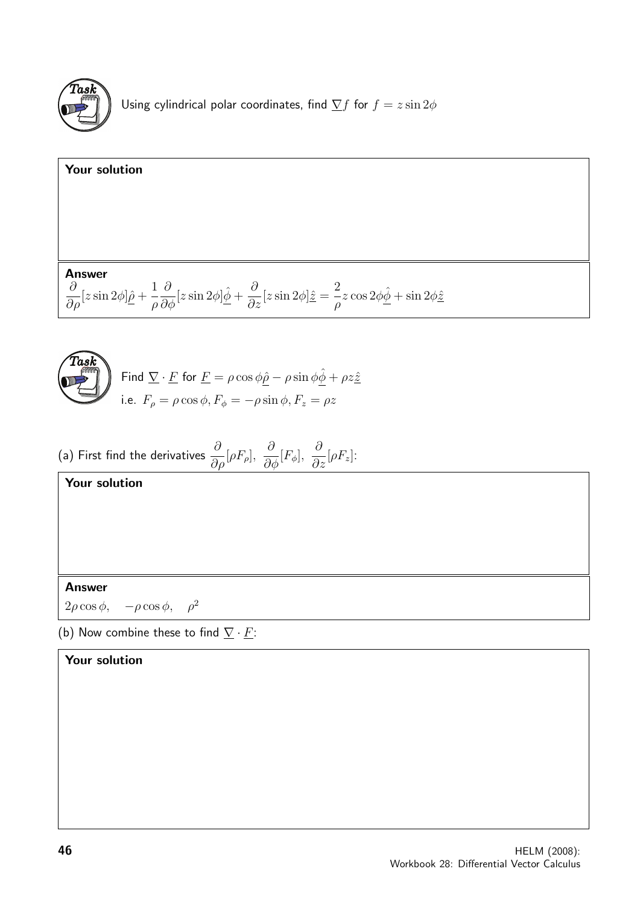**Task**

Using cylindrical polar coordinates, find $\underline{\nabla} f$ for $f = z \sin 2\phi$

**Your solution**

**Answer**

$$\frac{\partial}{\partial \rho}[z \sin 2\phi]\underline{\hat{\rho}} + \frac{1}{\rho}\frac{\partial}{\partial \phi}[z \sin 2\phi]\underline{\hat{\phi}} + \frac{\partial}{\partial z}[z \sin 2\phi]\underline{\hat{z}} = \frac{2}{\rho} z \cos 2\phi \underline{\hat{\phi}} + \sin 2\phi \underline{\hat{z}}$$

**Task**

Find $\underline{\nabla} \cdot \underline{F}$ for $\underline{F} = \rho \cos \phi \underline{\hat{\rho}} - \rho \sin \phi \underline{\hat{\phi}} + \rho z \underline{\hat{z}}$

i.e. $F_\rho = \rho \cos \phi, F_\phi = -\rho \sin \phi, F_z = \rho z$

(a) First find the derivatives $\dfrac{\partial}{\partial \rho}[\rho F_\rho],\ \dfrac{\partial}{\partial \phi}[F_\phi],\ \dfrac{\partial}{\partial z}[\rho F_z]$:

**Your solution**

**Answer**

$2\rho \cos \phi, \quad -\rho \cos \phi, \quad \rho^2$

(b) Now combine these to find $\underline{\nabla} \cdot \underline{F}$:

**Your solution**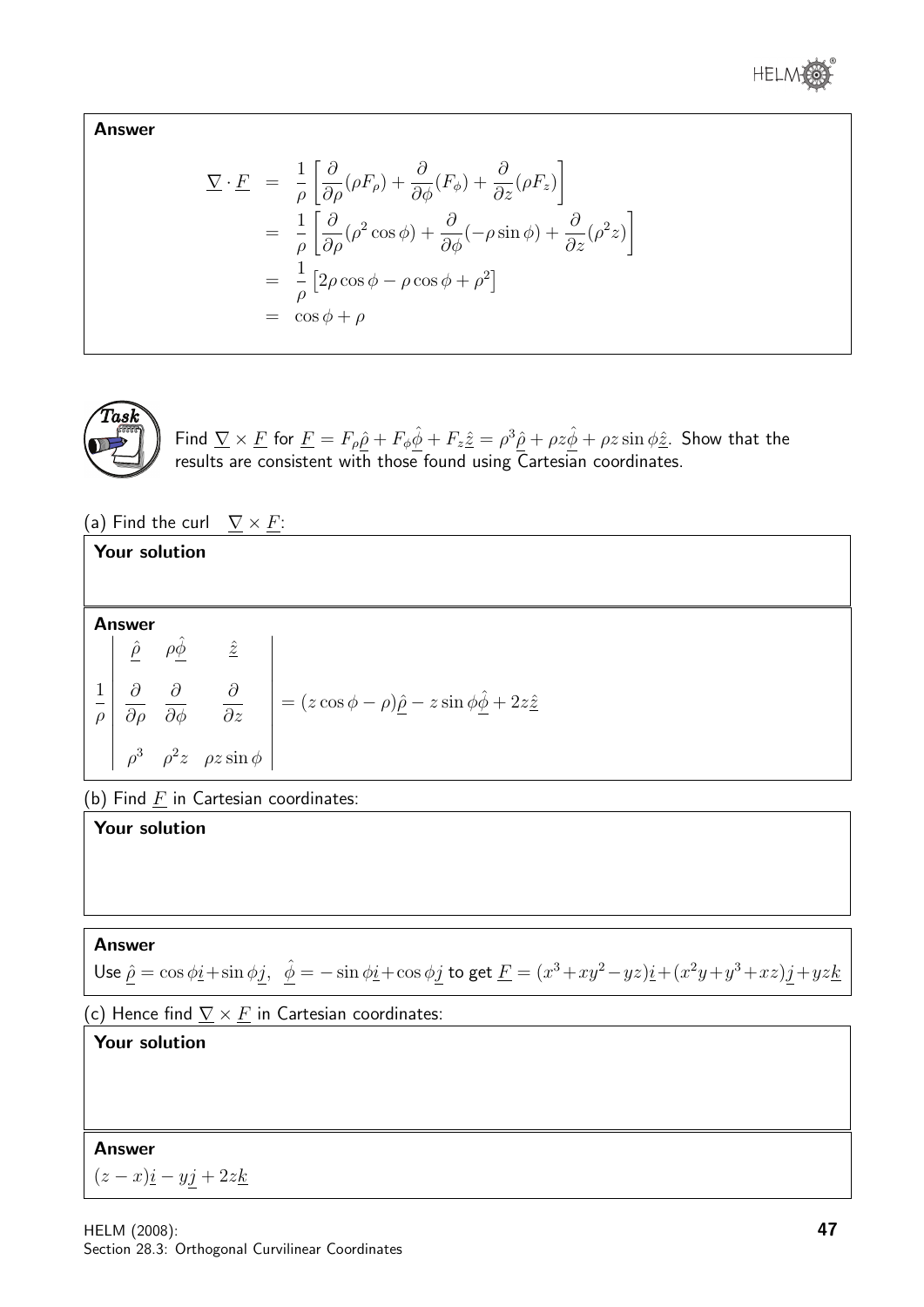**Answer**

$$\begin{aligned}
\underline{\nabla} \cdot \underline{F} &= \frac{1}{\rho}\left[\frac{\partial}{\partial \rho}(\rho F_\rho) + \frac{\partial}{\partial \phi}(F_\phi) + \frac{\partial}{\partial z}(\rho F_z)\right] \\
&= \frac{1}{\rho}\left[\frac{\partial}{\partial \rho}(\rho^2 \cos\phi) + \frac{\partial}{\partial \phi}(-\rho \sin\phi) + \frac{\partial}{\partial z}(\rho^2 z)\right] \\
&= \frac{1}{\rho}\left[2\rho\cos\phi - \rho\cos\phi + \rho^2\right] \\
&= \cos\phi + \rho
\end{aligned}$$

**Task**

Find $\underline{\nabla} \times \underline{F}$ for $\underline{F} = F_\rho \hat{\underline{\rho}} + F_\phi \hat{\underline{\phi}} + F_z \hat{\underline{z}} = \rho^3 \hat{\underline{\rho}} + \rho z \hat{\underline{\phi}} + \rho z \sin\phi \hat{\underline{z}}$. Show that the results are consistent with those found using Cartesian coordinates.

(a) Find the curl $\underline{\nabla} \times \underline{F}$:

**Your solution**

**Answer**

$$\frac{1}{\rho}\begin{vmatrix} \hat{\underline{\rho}} & \rho\hat{\underline{\phi}} & \hat{\underline{z}} \\ \dfrac{\partial}{\partial \rho} & \dfrac{\partial}{\partial \phi} & \dfrac{\partial}{\partial z} \\ \rho^3 & \rho^2 z & \rho z \sin\phi \end{vmatrix} = (z\cos\phi - \rho)\hat{\underline{\rho}} - z\sin\phi\hat{\underline{\phi}} + 2z\hat{\underline{z}}$$

(b) Find $\underline{F}$ in Cartesian coordinates:

**Your solution**

**Answer**

Use $\hat{\underline{\rho}} = \cos\phi\underline{i} + \sin\phi\underline{j}$, $\hat{\underline{\phi}} = -\sin\phi\underline{i} + \cos\phi\underline{j}$ to get $\underline{F} = (x^3 + xy^2 - yz)\underline{i} + (x^2y + y^3 + xz)\underline{j} + yz\underline{k}$

(c) Hence find $\underline{\nabla} \times \underline{F}$ in Cartesian coordinates:

**Your solution**

**Answer**

$(z - x)\underline{i} - y\underline{j} + 2z\underline{k}$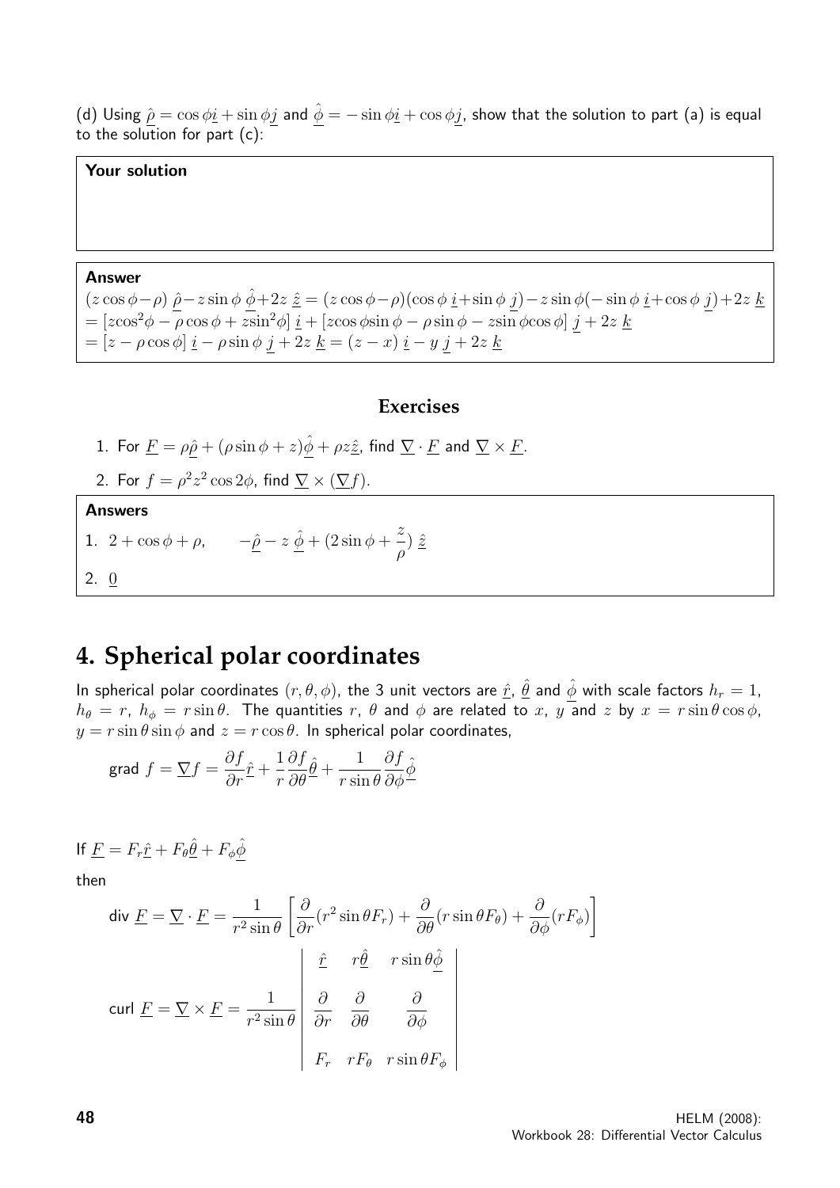(d) Using $\underline{\hat{\rho}} = \cos\phi\underline{i} + \sin\phi\underline{j}$ and $\underline{\hat{\phi}} = -\sin\phi\underline{i} + \cos\phi\underline{j}$, show that the solution to part (a) is equal to the solution for part (c):

**Your solution**

**Answer**

$(z\cos\phi - \rho)\ \underline{\hat{\rho}} - z\sin\phi\ \underline{\hat{\phi}} + 2z\ \underline{\hat{z}} = (z\cos\phi - \rho)(\cos\phi\ \underline{i} + \sin\phi\ \underline{j}) - z\sin\phi(-\sin\phi\ \underline{i} + \cos\phi\ \underline{j}) + 2z\ \underline{k}$
$= [z\cos^2\phi - \rho\cos\phi + z\sin^2\phi]\ \underline{i} + [z\cos\phi\sin\phi - \rho\sin\phi - z\sin\phi\cos\phi]\ \underline{j} + 2z\ \underline{k}$
$= [z - \rho\cos\phi]\ \underline{i} - \rho\sin\phi\ \underline{j} + 2z\ \underline{k} = (z - x)\ \underline{i} - y\ \underline{j} + 2z\ \underline{k}$

### Exercises

1. For $\underline{F} = \rho\underline{\hat{\rho}} + (\rho\sin\phi + z)\underline{\hat{\phi}} + \rho z\underline{\hat{z}}$, find $\underline{\nabla} \cdot \underline{F}$ and $\underline{\nabla} \times \underline{F}$.
2. For $f = \rho^2 z^2 \cos 2\phi$, find $\underline{\nabla} \times (\underline{\nabla} f)$.

**Answers**

1. $2 + \cos\phi + \rho, \qquad -\underline{\hat{\rho}} - z\ \underline{\hat{\phi}} + (2\sin\phi + \dfrac{z}{\rho})\ \underline{\hat{z}}$
2. $\underline{0}$

# 4. Spherical polar coordinates

In spherical polar coordinates $(r, \theta, \phi)$, the 3 unit vectors are $\underline{\hat{r}}$, $\underline{\hat{\theta}}$ and $\underline{\hat{\phi}}$ with scale factors $h_r = 1$, $h_\theta = r$, $h_\phi = r\sin\theta$. The quantities $r$, $\theta$ and $\phi$ are related to $x$, $y$ and $z$ by $x = r\sin\theta\cos\phi$, $y = r\sin\theta\sin\phi$ and $z = r\cos\theta$. In spherical polar coordinates,

$$\text{grad } f = \underline{\nabla} f = \frac{\partial f}{\partial r}\underline{\hat{r}} + \frac{1}{r}\frac{\partial f}{\partial \theta}\underline{\hat{\theta}} + \frac{1}{r\sin\theta}\frac{\partial f}{\partial \phi}\underline{\hat{\phi}}$$

If $\underline{F} = F_r\underline{\hat{r}} + F_\theta\underline{\hat{\theta}} + F_\phi\underline{\hat{\phi}}$

then

$$\text{div } \underline{F} = \underline{\nabla} \cdot \underline{F} = \frac{1}{r^2\sin\theta}\left[\frac{\partial}{\partial r}(r^2\sin\theta F_r) + \frac{\partial}{\partial \theta}(r\sin\theta F_\theta) + \frac{\partial}{\partial \phi}(rF_\phi)\right]$$

$$\text{curl } \underline{F} = \underline{\nabla} \times \underline{F} = \frac{1}{r^2\sin\theta}\begin{vmatrix} \underline{\hat{r}} & r\underline{\hat{\theta}} & r\sin\theta\underline{\hat{\phi}} \\ \dfrac{\partial}{\partial r} & \dfrac{\partial}{\partial \theta} & \dfrac{\partial}{\partial \phi} \\ F_r & rF_\theta & r\sin\theta F_\phi \end{vmatrix}$$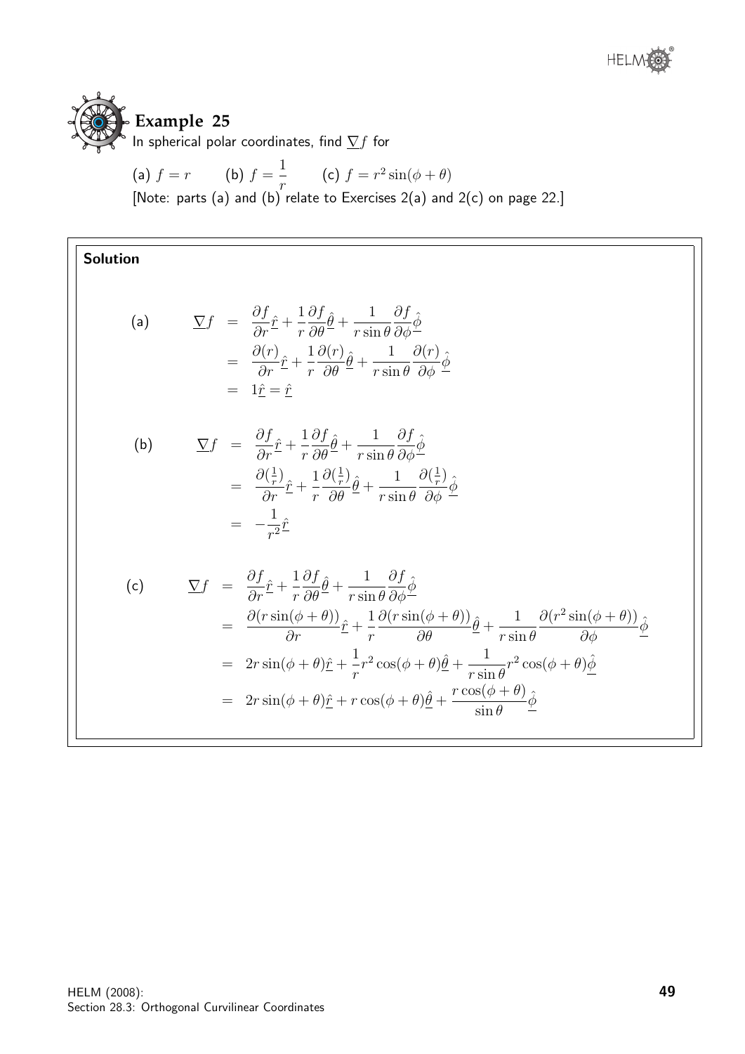## Example 25

In spherical polar coordinates, find $\underline{\nabla} f$ for

(a) $f = r$ (b) $f = \dfrac{1}{r}$ (c) $f = r^2 \sin(\phi + \theta)$

[Note: parts (a) and (b) relate to Exercises 2(a) and 2(c) on page 22.]

**Solution**

(a)

$$\begin{aligned}
\underline{\nabla} f &= \frac{\partial f}{\partial r}\underline{\hat{r}} + \frac{1}{r}\frac{\partial f}{\partial \theta}\underline{\hat{\theta}} + \frac{1}{r\sin\theta}\frac{\partial f}{\partial \phi}\underline{\hat{\phi}} \\
&= \frac{\partial (r)}{\partial r}\underline{\hat{r}} + \frac{1}{r}\frac{\partial (r)}{\partial \theta}\underline{\hat{\theta}} + \frac{1}{r\sin\theta}\frac{\partial (r)}{\partial \phi}\underline{\hat{\phi}} \\
&= 1\underline{\hat{r}} = \underline{\hat{r}}
\end{aligned}$$

(b)

$$\begin{aligned}
\underline{\nabla} f &= \frac{\partial f}{\partial r}\underline{\hat{r}} + \frac{1}{r}\frac{\partial f}{\partial \theta}\underline{\hat{\theta}} + \frac{1}{r\sin\theta}\frac{\partial f}{\partial \phi}\underline{\hat{\phi}} \\
&= \frac{\partial (\frac{1}{r})}{\partial r}\underline{\hat{r}} + \frac{1}{r}\frac{\partial (\frac{1}{r})}{\partial \theta}\underline{\hat{\theta}} + \frac{1}{r\sin\theta}\frac{\partial (\frac{1}{r})}{\partial \phi}\underline{\hat{\phi}} \\
&= -\frac{1}{r^2}\underline{\hat{r}}
\end{aligned}$$

(c)

$$\begin{aligned}
\underline{\nabla} f &= \frac{\partial f}{\partial r}\underline{\hat{r}} + \frac{1}{r}\frac{\partial f}{\partial \theta}\underline{\hat{\theta}} + \frac{1}{r\sin\theta}\frac{\partial f}{\partial \phi}\underline{\hat{\phi}} \\
&= \frac{\partial (r\sin(\phi+\theta))}{\partial r}\underline{\hat{r}} + \frac{1}{r}\frac{\partial (r\sin(\phi+\theta))}{\partial \theta}\underline{\hat{\theta}} + \frac{1}{r\sin\theta}\frac{\partial (r^2\sin(\phi+\theta))}{\partial \phi}\underline{\hat{\phi}} \\
&= 2r\sin(\phi+\theta)\underline{\hat{r}} + \frac{1}{r}r^2\cos(\phi+\theta)\underline{\hat{\theta}} + \frac{1}{r\sin\theta}r^2\cos(\phi+\theta)\underline{\hat{\phi}} \\
&= 2r\sin(\phi+\theta)\underline{\hat{r}} + r\cos(\phi+\theta)\underline{\hat{\theta}} + \frac{r\cos(\phi+\theta)}{\sin\theta}\underline{\hat{\phi}}
\end{aligned}$$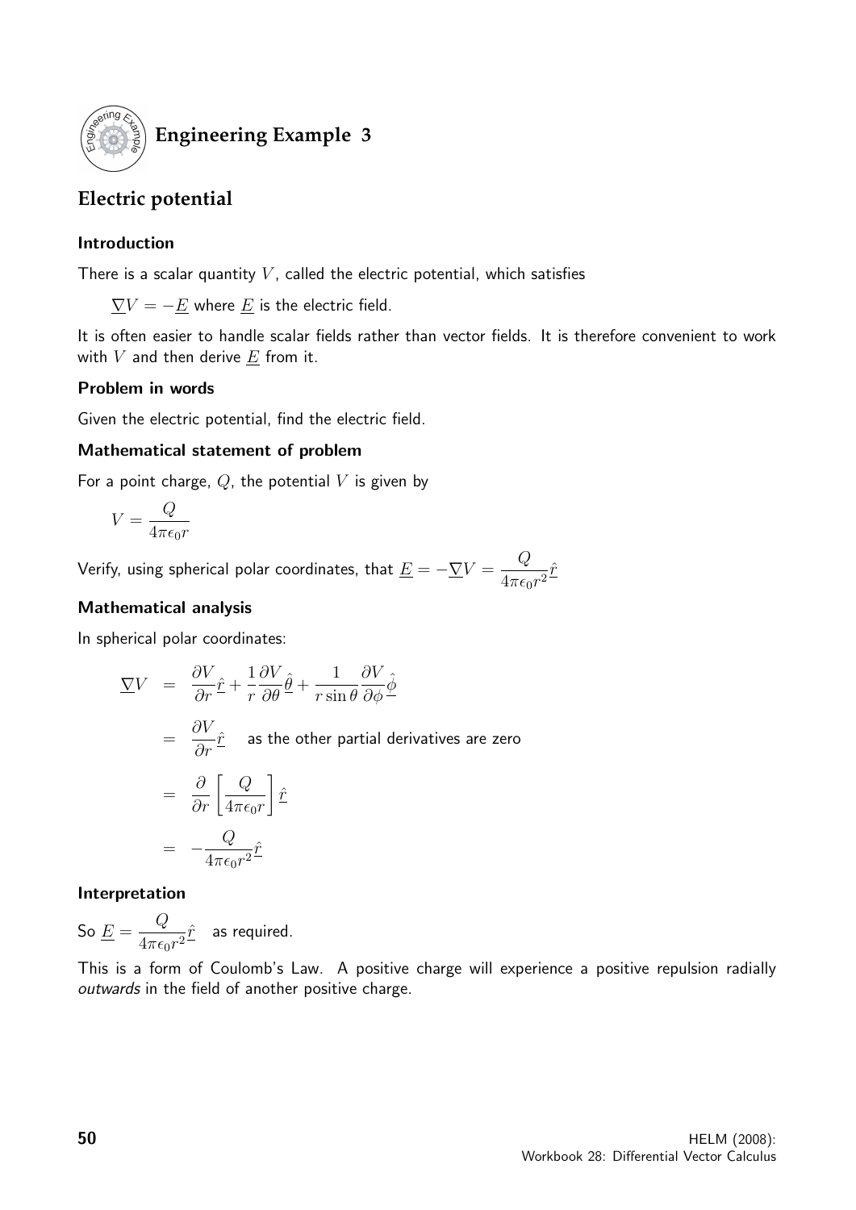## Engineering Example 3

## Electric potential

### Introduction

There is a scalar quantity $V$, called the electric potential, which satisfies

$\underline{\nabla} V = -\underline{E}$ where $\underline{E}$ is the electric field.

It is often easier to handle scalar fields rather than vector fields. It is therefore convenient to work with $V$ and then derive $\underline{E}$ from it.

### Problem in words

Given the electric potential, find the electric field.

### Mathematical statement of problem

For a point charge, $Q$, the potential $V$ is given by

$$V = \frac{Q}{4\pi\epsilon_0 r}$$

Verify, using spherical polar coordinates, that $\underline{E} = -\underline{\nabla} V = \dfrac{Q}{4\pi\epsilon_0 r^2}\hat{\underline{r}}$

### Mathematical analysis

In spherical polar coordinates:

$$\begin{aligned}
\underline{\nabla} V &= \frac{\partial V}{\partial r}\hat{\underline{r}} + \frac{1}{r}\frac{\partial V}{\partial \theta}\hat{\underline{\theta}} + \frac{1}{r\sin\theta}\frac{\partial V}{\partial \phi}\hat{\underline{\phi}} \\
&= \frac{\partial V}{\partial r}\hat{\underline{r}} \quad \text{as the other partial derivatives are zero} \\
&= \frac{\partial}{\partial r}\left[\frac{Q}{4\pi\epsilon_0 r}\right]\hat{\underline{r}} \\
&= -\frac{Q}{4\pi\epsilon_0 r^2}\hat{\underline{r}}
\end{aligned}$$

### Interpretation

So $\underline{E} = \dfrac{Q}{4\pi\epsilon_0 r^2}\hat{\underline{r}}$ as required.

This is a form of Coulomb's Law. A positive charge will experience a positive repulsion radially *outwards* in the field of another positive charge.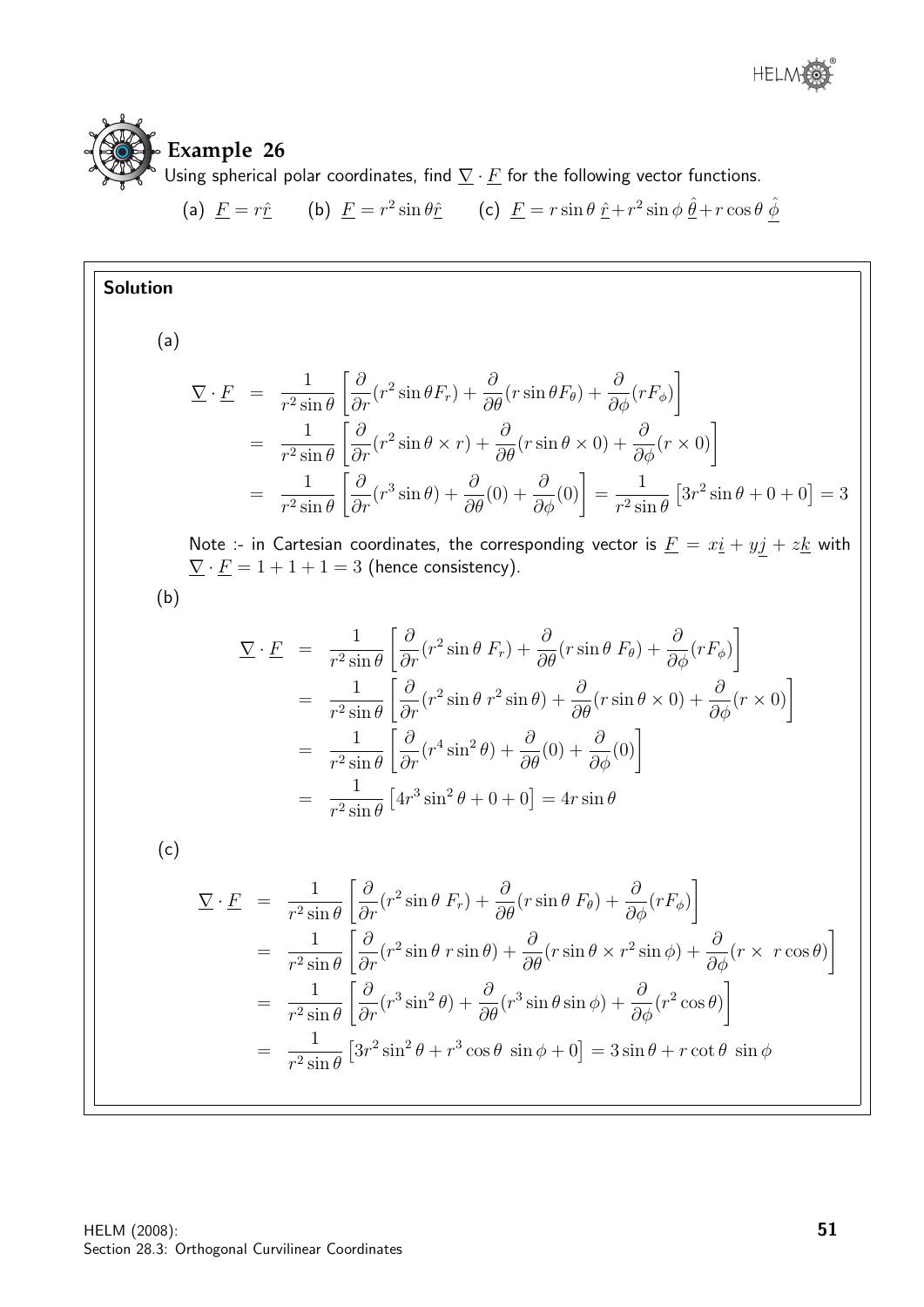## Example 26

Using spherical polar coordinates, find $\underline{\nabla} \cdot \underline{F}$ for the following vector functions.

(a) $\underline{F} = r\hat{\underline{r}}$ (b) $\underline{F} = r^2 \sin\theta \hat{\underline{r}}$ (c) $\underline{F} = r \sin\theta \, \hat{\underline{r}} + r^2 \sin\phi \, \hat{\underline{\theta}} + r \cos\theta \, \hat{\underline{\phi}}$

**Solution**

(a)

$$
\begin{aligned}
\underline{\nabla} \cdot \underline{F} &= \frac{1}{r^2 \sin\theta} \left[ \frac{\partial}{\partial r}(r^2 \sin\theta F_r) + \frac{\partial}{\partial \theta}(r \sin\theta F_\theta) + \frac{\partial}{\partial \phi}(r F_\phi) \right] \\
&= \frac{1}{r^2 \sin\theta} \left[ \frac{\partial}{\partial r}(r^2 \sin\theta \times r) + \frac{\partial}{\partial \theta}(r \sin\theta \times 0) + \frac{\partial}{\partial \phi}(r \times 0) \right] \\
&= \frac{1}{r^2 \sin\theta} \left[ \frac{\partial}{\partial r}(r^3 \sin\theta) + \frac{\partial}{\partial \theta}(0) + \frac{\partial}{\partial \phi}(0) \right] = \frac{1}{r^2 \sin\theta} \left[ 3r^2 \sin\theta + 0 + 0 \right] = 3
\end{aligned}
$$

Note :- in Cartesian coordinates, the corresponding vector is $\underline{F} = x\underline{i} + y\underline{j} + z\underline{k}$ with $\underline{\nabla} \cdot \underline{F} = 1 + 1 + 1 = 3$ (hence consistency).

(b)

$$
\begin{aligned}
\underline{\nabla} \cdot \underline{F} &= \frac{1}{r^2 \sin\theta} \left[ \frac{\partial}{\partial r}(r^2 \sin\theta \, F_r) + \frac{\partial}{\partial \theta}(r \sin\theta \, F_\theta) + \frac{\partial}{\partial \phi}(r F_\phi) \right] \\
&= \frac{1}{r^2 \sin\theta} \left[ \frac{\partial}{\partial r}(r^2 \sin\theta \, r^2 \sin\theta) + \frac{\partial}{\partial \theta}(r \sin\theta \times 0) + \frac{\partial}{\partial \phi}(r \times 0) \right] \\
&= \frac{1}{r^2 \sin\theta} \left[ \frac{\partial}{\partial r}(r^4 \sin^2\theta) + \frac{\partial}{\partial \theta}(0) + \frac{\partial}{\partial \phi}(0) \right] \\
&= \frac{1}{r^2 \sin\theta} \left[ 4r^3 \sin^2\theta + 0 + 0 \right] = 4r \sin\theta
\end{aligned}
$$

(c)

$$
\begin{aligned}
\underline{\nabla} \cdot \underline{F} &= \frac{1}{r^2 \sin\theta} \left[ \frac{\partial}{\partial r}(r^2 \sin\theta \, F_r) + \frac{\partial}{\partial \theta}(r \sin\theta \, F_\theta) + \frac{\partial}{\partial \phi}(r F_\phi) \right] \\
&= \frac{1}{r^2 \sin\theta} \left[ \frac{\partial}{\partial r}(r^2 \sin\theta \, r \sin\theta) + \frac{\partial}{\partial \theta}(r \sin\theta \times r^2 \sin\phi) + \frac{\partial}{\partial \phi}(r \times \, r \cos\theta) \right] \\
&= \frac{1}{r^2 \sin\theta} \left[ \frac{\partial}{\partial r}(r^3 \sin^2\theta) + \frac{\partial}{\partial \theta}(r^3 \sin\theta \sin\phi) + \frac{\partial}{\partial \phi}(r^2 \cos\theta) \right] \\
&= \frac{1}{r^2 \sin\theta} \left[ 3r^2 \sin^2\theta + r^3 \cos\theta \, \sin\phi + 0 \right] = 3 \sin\theta + r \cot\theta \, \sin\phi
\end{aligned}
$$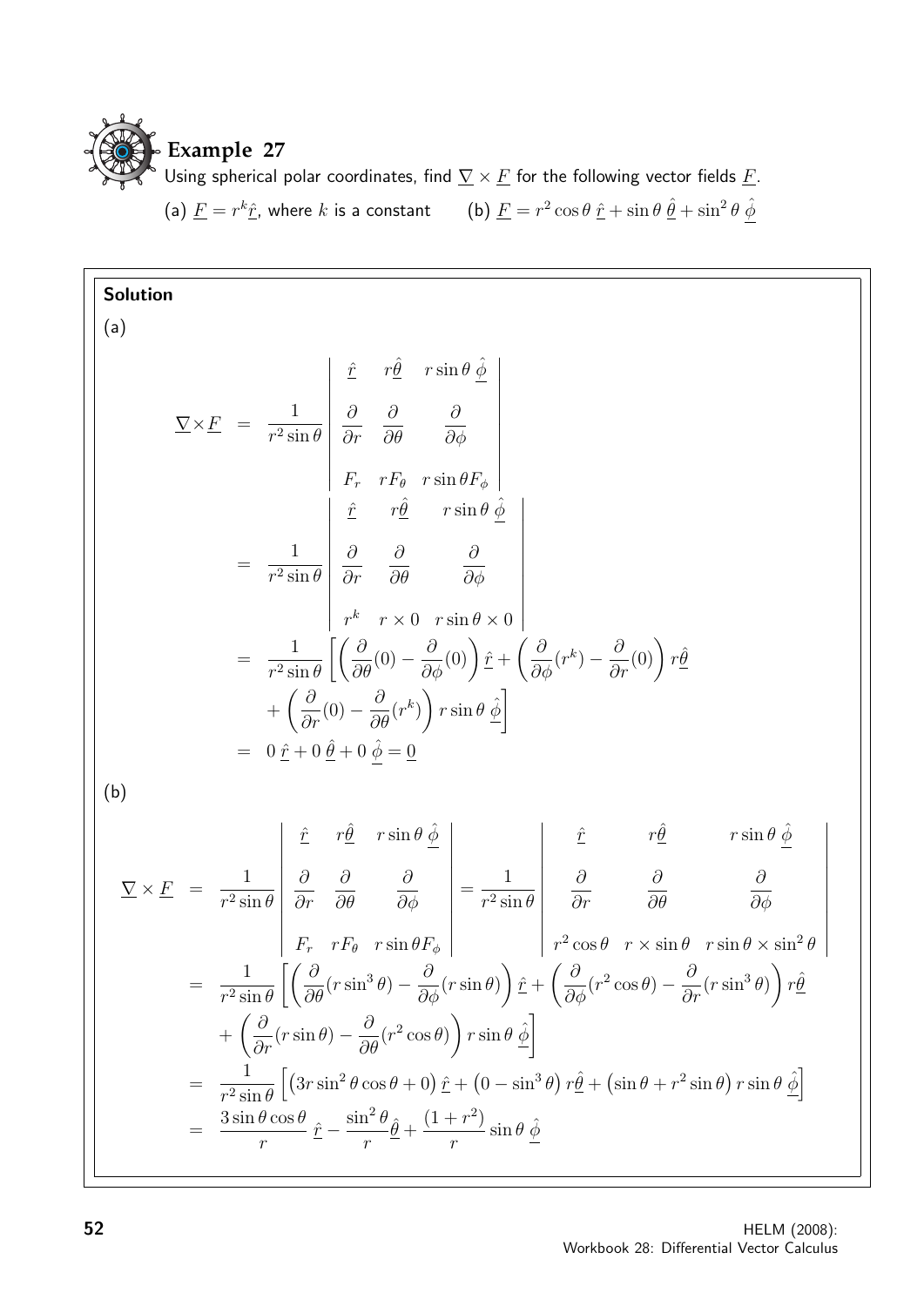**Example 27**

Using spherical polar coordinates, find $\underline{\nabla} \times \underline{F}$ for the following vector fields $\underline{F}$.

(a) $\underline{F} = r^k \hat{\underline{r}}$, where $k$ is a constant  (b) $\underline{F} = r^2 \cos\theta \, \hat{\underline{r}} + \sin\theta \, \hat{\underline{\theta}} + \sin^2\theta \, \hat{\underline{\phi}}$

**Solution**

(a)

$$
\begin{aligned}
\underline{\nabla} \times \underline{F} &= \frac{1}{r^2 \sin\theta} \begin{vmatrix} \hat{\underline{r}} & r\hat{\underline{\theta}} & r\sin\theta \, \hat{\underline{\phi}} \\ \dfrac{\partial}{\partial r} & \dfrac{\partial}{\partial \theta} & \dfrac{\partial}{\partial \phi} \\ F_r & rF_\theta & r\sin\theta F_\phi \end{vmatrix} \\
&= \frac{1}{r^2 \sin\theta} \begin{vmatrix} \hat{\underline{r}} & r\hat{\underline{\theta}} & r\sin\theta \, \hat{\underline{\phi}} \\ \dfrac{\partial}{\partial r} & \dfrac{\partial}{\partial \theta} & \dfrac{\partial}{\partial \phi} \\ r^k & r \times 0 & r\sin\theta \times 0 \end{vmatrix} \\
&= \frac{1}{r^2 \sin\theta} \left[ \left( \frac{\partial}{\partial \theta}(0) - \frac{\partial}{\partial \phi}(0) \right) \hat{\underline{r}} + \left( \frac{\partial}{\partial \phi}(r^k) - \frac{\partial}{\partial r}(0) \right) r\hat{\underline{\theta}} \right. \\
&\quad \left. + \left( \frac{\partial}{\partial r}(0) - \frac{\partial}{\partial \theta}(r^k) \right) r\sin\theta \, \hat{\underline{\phi}} \right] \\
&= 0 \, \hat{\underline{r}} + 0 \, \hat{\underline{\theta}} + 0 \, \hat{\underline{\phi}} = \underline{0}
\end{aligned}
$$

(b)

$$
\begin{aligned}
\underline{\nabla} \times \underline{F} &= \frac{1}{r^2 \sin\theta} \begin{vmatrix} \hat{\underline{r}} & r\hat{\underline{\theta}} & r\sin\theta \, \hat{\underline{\phi}} \\ \dfrac{\partial}{\partial r} & \dfrac{\partial}{\partial \theta} & \dfrac{\partial}{\partial \phi} \\ F_r & rF_\theta & r\sin\theta F_\phi \end{vmatrix} = \frac{1}{r^2 \sin\theta} \begin{vmatrix} \hat{\underline{r}} & r\hat{\underline{\theta}} & r\sin\theta \, \hat{\underline{\phi}} \\ \dfrac{\partial}{\partial r} & \dfrac{\partial}{\partial \theta} & \dfrac{\partial}{\partial \phi} \\ r^2\cos\theta & r \times \sin\theta & r\sin\theta \times \sin^2\theta \end{vmatrix} \\
&= \frac{1}{r^2 \sin\theta} \left[ \left( \frac{\partial}{\partial \theta}(r\sin^3\theta) - \frac{\partial}{\partial \phi}(r\sin\theta) \right) \hat{\underline{r}} + \left( \frac{\partial}{\partial \phi}(r^2\cos\theta) - \frac{\partial}{\partial r}(r\sin^3\theta) \right) r\hat{\underline{\theta}} \right. \\
&\quad \left. + \left( \frac{\partial}{\partial r}(r\sin\theta) - \frac{\partial}{\partial \theta}(r^2\cos\theta) \right) r\sin\theta \, \hat{\underline{\phi}} \right] \\
&= \frac{1}{r^2 \sin\theta} \left[ \left( 3r\sin^2\theta\cos\theta + 0 \right) \hat{\underline{r}} + \left( 0 - \sin^3\theta \right) r\hat{\underline{\theta}} + \left( \sin\theta + r^2\sin\theta \right) r\sin\theta \, \hat{\underline{\phi}} \right] \\
&= \frac{3\sin\theta\cos\theta}{r} \, \hat{\underline{r}} - \frac{\sin^2\theta}{r} \hat{\underline{\theta}} + \frac{(1+r^2)}{r} \sin\theta \, \hat{\underline{\phi}}
\end{aligned}
$$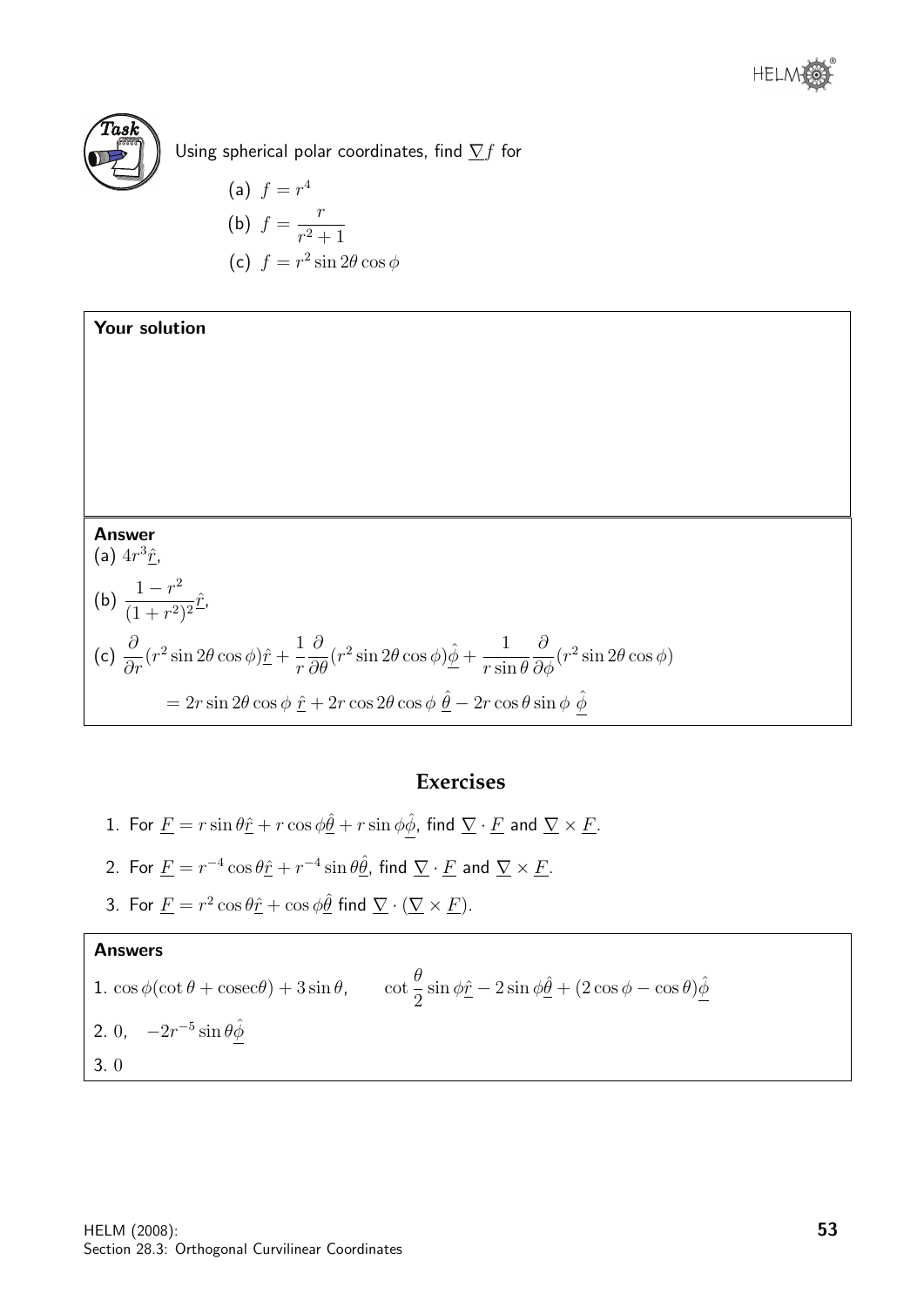**Task**

Using spherical polar coordinates, find $\underline{\nabla} f$ for

(a) $f = r^4$

(b) $f = \dfrac{r}{r^2+1}$

(c) $f = r^2 \sin 2\theta \cos\phi$

**Your solution**

**Answer**

(a) $4r^3\underline{\hat{r}}$,

(b) $\dfrac{1-r^2}{(1+r^2)^2}\underline{\hat{r}}$,

(c) $\dfrac{\partial}{\partial r}(r^2 \sin 2\theta \cos\phi)\underline{\hat{r}} + \dfrac{1}{r}\dfrac{\partial}{\partial \theta}(r^2 \sin 2\theta \cos\phi)\underline{\hat{\phi}} + \dfrac{1}{r\sin\theta}\dfrac{\partial}{\partial \phi}(r^2 \sin 2\theta \cos\phi)$

$$= 2r\sin 2\theta\cos\phi\ \underline{\hat{r}} + 2r\cos 2\theta\cos\phi\ \underline{\hat{\theta}} - 2r\cos\theta\sin\phi\ \underline{\hat{\phi}}$$

## Exercises

1. For $\underline{F} = r\sin\theta\underline{\hat{r}} + r\cos\phi\underline{\hat{\theta}} + r\sin\phi\underline{\hat{\phi}}$, find $\underline{\nabla}\cdot\underline{F}$ and $\underline{\nabla}\times\underline{F}$.

2. For $\underline{F} = r^{-4}\cos\theta\underline{\hat{r}} + r^{-4}\sin\theta\underline{\hat{\theta}}$, find $\underline{\nabla}\cdot\underline{F}$ and $\underline{\nabla}\times\underline{F}$.

3. For $\underline{F} = r^2\cos\theta\underline{\hat{r}} + \cos\phi\underline{\hat{\theta}}$ find $\underline{\nabla}\cdot(\underline{\nabla}\times\underline{F})$.

**Answers**

1. $\cos\phi(\cot\theta + \text{cosec}\theta) + 3\sin\theta,\qquad \cot\dfrac{\theta}{2}\sin\phi\underline{\hat{r}} - 2\sin\phi\underline{\hat{\theta}} + (2\cos\phi - \cos\theta)\underline{\hat{\phi}}$

2. $0,\quad -2r^{-5}\sin\theta\underline{\hat{\phi}}$

3. $0$